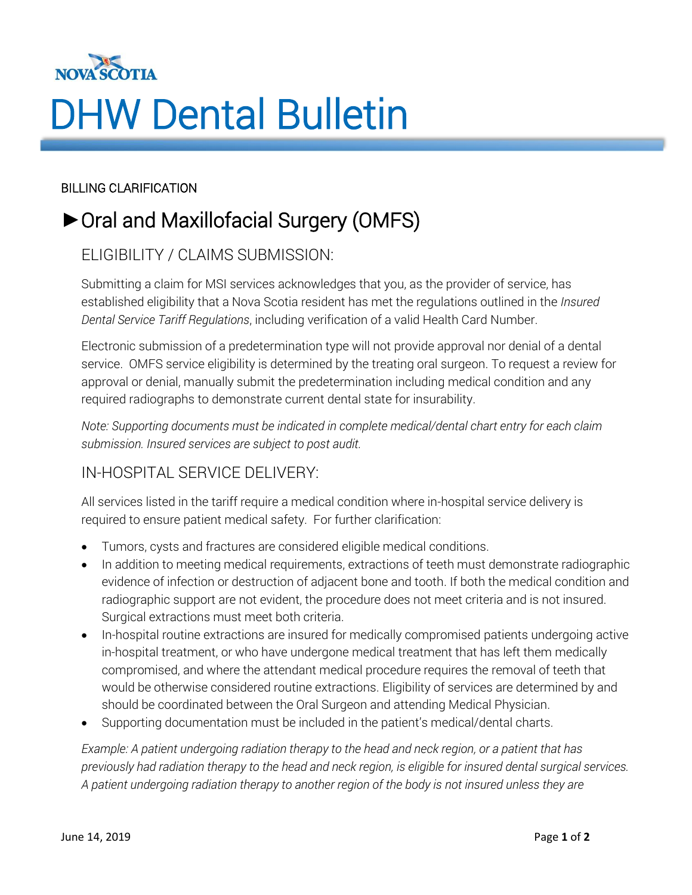NOVA SCOTIA

# DHW Dental Bulletin

BILLING CLARIFICATION

## ►Oral and Maxillofacial Surgery (OMFS)

### ELIGIBILITY / CLAIMS SUBMISSION:

Submitting a claim for MSI services acknowledges that you, as the provider of service, has established eligibility that a Nova Scotia resident has met the regulations outlined in the *Insured Dental Service Tariff Regulations*, including verification of a valid Health Card Number.

Electronic submission of a predetermination type will not provide approval nor denial of a dental service. OMFS service eligibility is determined by the treating oral surgeon. To request a review for approval or denial, manually submit the predetermination including medical condition and any required radiographs to demonstrate current dental state for insurability.

*Note: Supporting documents must be indicated in complete medical/dental chart entry for each claim submission. Insured services are subject to post audit.*

### IN-HOSPITAL SERVICE DELIVERY:

All services listed in the tariff require a medical condition where in-hospital service delivery is required to ensure patient medical safety. For further clarification:

- Tumors, cysts and fractures are considered eligible medical conditions.
- In addition to meeting medical requirements, extractions of teeth must demonstrate radiographic evidence of infection or destruction of adjacent bone and tooth. If both the medical condition and radiographic support are not evident, the procedure does not meet criteria and is not insured. Surgical extractions must meet both criteria.
- In-hospital routine extractions are insured for medically compromised patients undergoing active in-hospital treatment, or who have undergone medical treatment that has left them medically compromised, and where the attendant medical procedure requires the removal of teeth that would be otherwise considered routine extractions. Eligibility of services are determined by and should be coordinated between the Oral Surgeon and attending Medical Physician.
- Supporting documentation must be included in the patient's medical/dental charts.

*Example: A patient undergoing radiation therapy to the head and neck region, or a patient that has previously had radiation therapy to the head and neck region, is eligible for insured dental surgical services. A patient undergoing radiation therapy to another region of the body is not insured unless they are*

June 14, 2019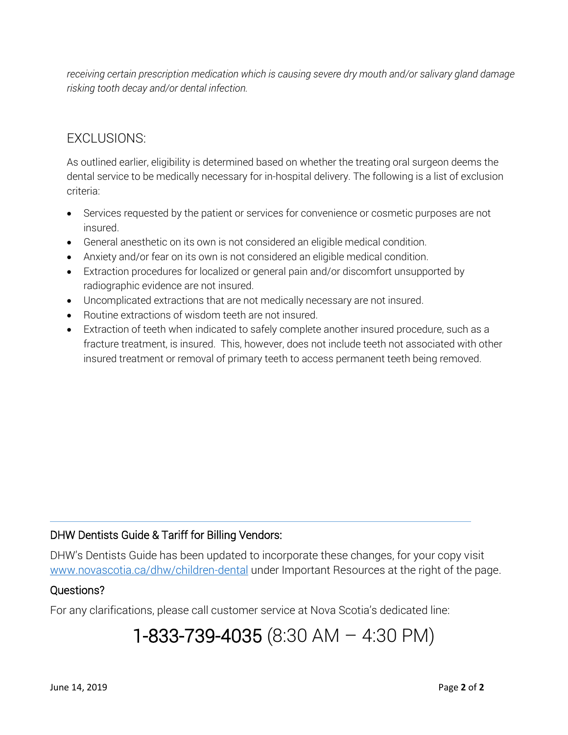*receiving certain prescription medication which is causing severe dry mouth and/or salivary gland damage risking tooth decay and/or dental infection.*

## EXCLUSIONS:

As outlined earlier, eligibility is determined based on whether the treating oral surgeon deems the dental service to be medically necessary for in-hospital delivery. The following is a list of exclusion criteria:

- Services requested by the patient or services for convenience or cosmetic purposes are not insured.
- General anesthetic on its own is not considered an eligible medical condition.
- Anxiety and/or fear on its own is not considered an eligible medical condition.
- Extraction procedures for localized or general pain and/or discomfort unsupported by radiographic evidence are not insured.
- Uncomplicated extractions that are not medically necessary are not insured.
- Routine extractions of wisdom teeth are not insured.
- Extraction of teeth when indicated to safely complete another insured procedure, such as a fracture treatment, is insured. This, however, does not include teeth not associated with other insured treatment or removal of primary teeth to access permanent teeth being removed.

---

### DHW Dentists Guide & Tariff for Billing Vendors:

DHW's Dentists Guide has been updated to incorporate these changes, for your copy visit [www.novascotia.ca/dhw/children-dental](http://www.novascotia.ca/dhw/children-dental) under Important Resources at the right of the page.

### Questions?

For any clarifications, please call customer service at Nova Scotia's dedicated line:

## 1-833-739-4035 (8:30 AM – 4:30 PM)

June 14, 2019